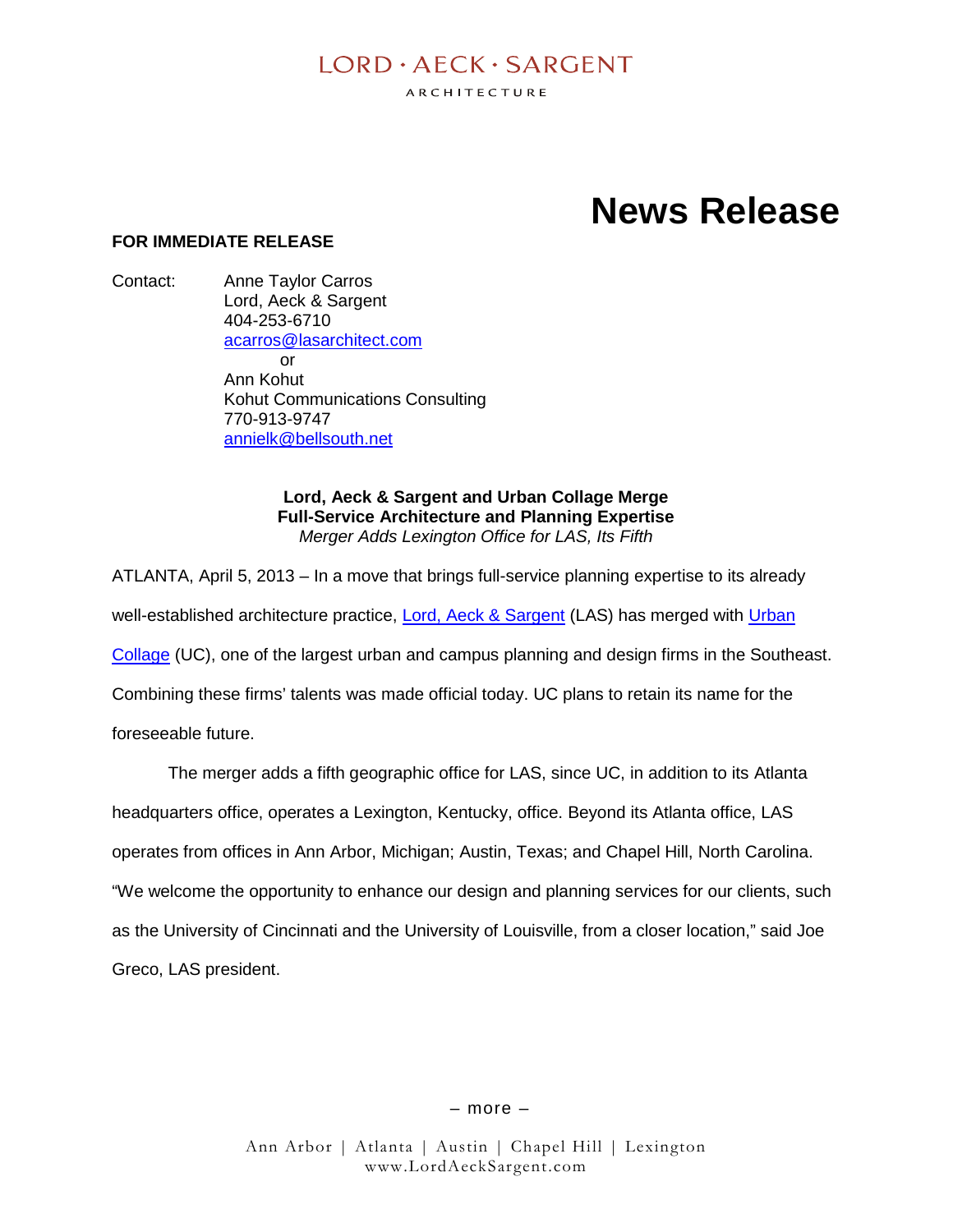LORD · AECK · SARGENT

ARCHITECTURE

# News Release

**FOR IMMEDIATE RELEASE**

Contact: Anne Taylor Carros
Lord, Aeck & Sargent
404-253-6710
acarros@lasarchitect.com
or
Ann Kohut
Kohut Communications Consulting
770-913-9747
annielk@bellsouth.net

**Lord, Aeck & Sargent and Urban Collage Merge**
**Full-Service Architecture and Planning Expertise**
*Merger Adds Lexington Office for LAS, Its Fifth*

ATLANTA, April 5, 2013 – In a move that brings full-service planning expertise to its already well-established architecture practice, Lord, Aeck & Sargent (LAS) has merged with Urban Collage (UC), one of the largest urban and campus planning and design firms in the Southeast. Combining these firms' talents was made official today. UC plans to retain its name for the foreseeable future.

The merger adds a fifth geographic office for LAS, since UC, in addition to its Atlanta headquarters office, operates a Lexington, Kentucky, office. Beyond its Atlanta office, LAS operates from offices in Ann Arbor, Michigan; Austin, Texas; and Chapel Hill, North Carolina. "We welcome the opportunity to enhance our design and planning services for our clients, such as the University of Cincinnati and the University of Louisville, from a closer location," said Joe Greco, LAS president.

– more –

Ann Arbor | Atlanta | Austin | Chapel Hill | Lexington
www.LordAeckSargent.com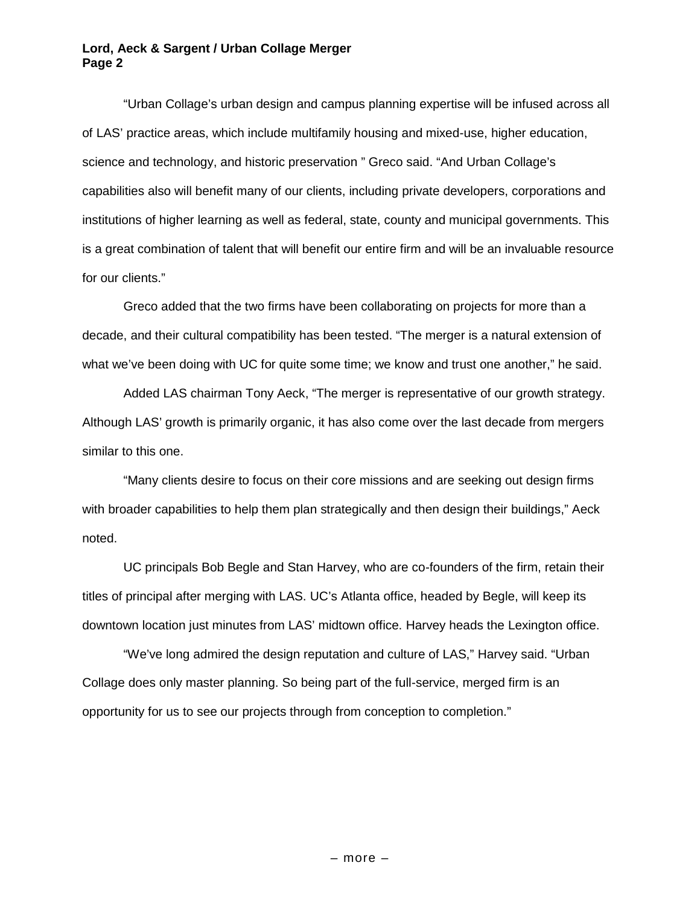"Urban Collage's urban design and campus planning expertise will be infused across all of LAS' practice areas, which include multifamily housing and mixed-use, higher education, science and technology, and historic preservation " Greco said. "And Urban Collage's capabilities also will benefit many of our clients, including private developers, corporations and institutions of higher learning as well as federal, state, county and municipal governments. This is a great combination of talent that will benefit our entire firm and will be an invaluable resource for our clients."

Greco added that the two firms have been collaborating on projects for more than a decade, and their cultural compatibility has been tested. "The merger is a natural extension of what we've been doing with UC for quite some time; we know and trust one another," he said.

Added LAS chairman Tony Aeck, "The merger is representative of our growth strategy. Although LAS' growth is primarily organic, it has also come over the last decade from mergers similar to this one.

"Many clients desire to focus on their core missions and are seeking out design firms with broader capabilities to help them plan strategically and then design their buildings," Aeck noted.

UC principals Bob Begle and Stan Harvey, who are co-founders of the firm, retain their titles of principal after merging with LAS. UC's Atlanta office, headed by Begle, will keep its downtown location just minutes from LAS' midtown office. Harvey heads the Lexington office.

"We've long admired the design reputation and culture of LAS," Harvey said. "Urban Collage does only master planning. So being part of the full-service, merged firm is an opportunity for us to see our projects through from conception to completion."

– more –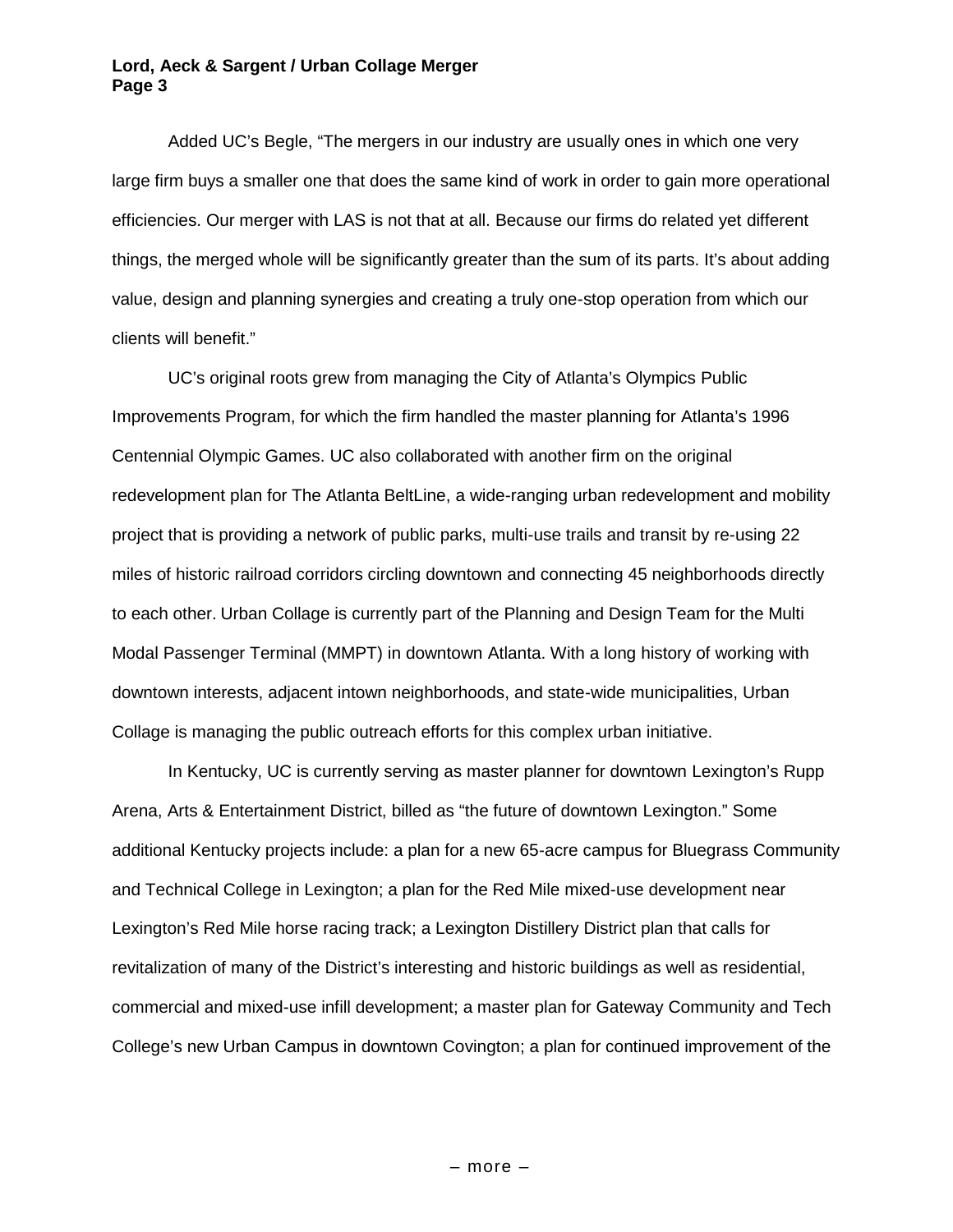Added UC's Begle, "The mergers in our industry are usually ones in which one very large firm buys a smaller one that does the same kind of work in order to gain more operational efficiencies. Our merger with LAS is not that at all. Because our firms do related yet different things, the merged whole will be significantly greater than the sum of its parts. It's about adding value, design and planning synergies and creating a truly one-stop operation from which our clients will benefit."

UC's original roots grew from managing the City of Atlanta's Olympics Public Improvements Program, for which the firm handled the master planning for Atlanta's 1996 Centennial Olympic Games. UC also collaborated with another firm on the original redevelopment plan for The Atlanta BeltLine, a wide-ranging urban redevelopment and mobility project that is providing a network of public parks, multi-use trails and transit by re-using 22 miles of historic railroad corridors circling downtown and connecting 45 neighborhoods directly to each other. Urban Collage is currently part of the Planning and Design Team for the Multi Modal Passenger Terminal (MMPT) in downtown Atlanta. With a long history of working with downtown interests, adjacent intown neighborhoods, and state-wide municipalities, Urban Collage is managing the public outreach efforts for this complex urban initiative.

In Kentucky, UC is currently serving as master planner for downtown Lexington's Rupp Arena, Arts & Entertainment District, billed as "the future of downtown Lexington." Some additional Kentucky projects include: a plan for a new 65-acre campus for Bluegrass Community and Technical College in Lexington; a plan for the Red Mile mixed-use development near Lexington's Red Mile horse racing track; a Lexington Distillery District plan that calls for revitalization of many of the District's interesting and historic buildings as well as residential, commercial and mixed-use infill development; a master plan for Gateway Community and Tech College's new Urban Campus in downtown Covington; a plan for continued improvement of the

– more –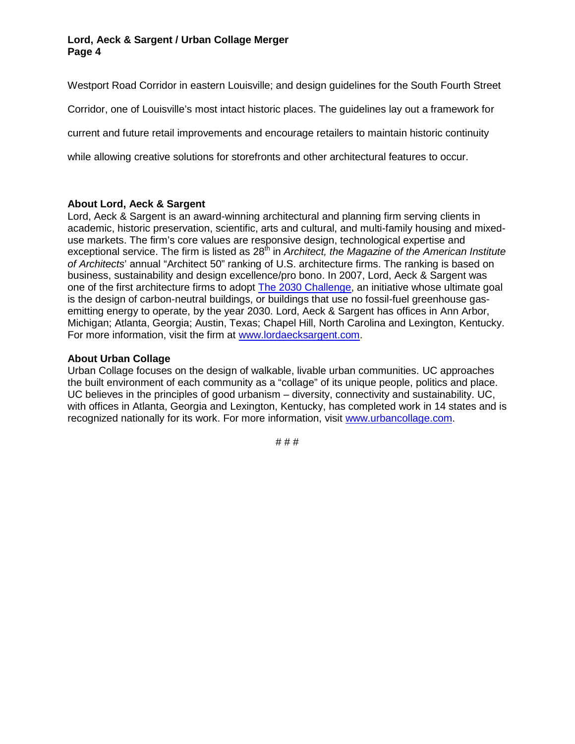Westport Road Corridor in eastern Louisville; and design guidelines for the South Fourth Street Corridor, one of Louisville's most intact historic places. The guidelines lay out a framework for current and future retail improvements and encourage retailers to maintain historic continuity while allowing creative solutions for storefronts and other architectural features to occur.

**About Lord, Aeck & Sargent**

Lord, Aeck & Sargent is an award-winning architectural and planning firm serving clients in academic, historic preservation, scientific, arts and cultural, and multi-family housing and mixed-use markets. The firm's core values are responsive design, technological expertise and exceptional service. The firm is listed as 28th in *Architect, the Magazine of the American Institute of Architects*' annual "Architect 50" ranking of U.S. architecture firms. The ranking is based on business, sustainability and design excellence/pro bono. In 2007, Lord, Aeck & Sargent was one of the first architecture firms to adopt The 2030 Challenge, an initiative whose ultimate goal is the design of carbon-neutral buildings, or buildings that use no fossil-fuel greenhouse gas-emitting energy to operate, by the year 2030. Lord, Aeck & Sargent has offices in Ann Arbor, Michigan; Atlanta, Georgia; Austin, Texas; Chapel Hill, North Carolina and Lexington, Kentucky. For more information, visit the firm at www.lordaecksargent.com.

**About Urban Collage**

Urban Collage focuses on the design of walkable, livable urban communities. UC approaches the built environment of each community as a "collage" of its unique people, politics and place. UC believes in the principles of good urbanism – diversity, connectivity and sustainability. UC, with offices in Atlanta, Georgia and Lexington, Kentucky, has completed work in 14 states and is recognized nationally for its work. For more information, visit www.urbancollage.com.

# # #